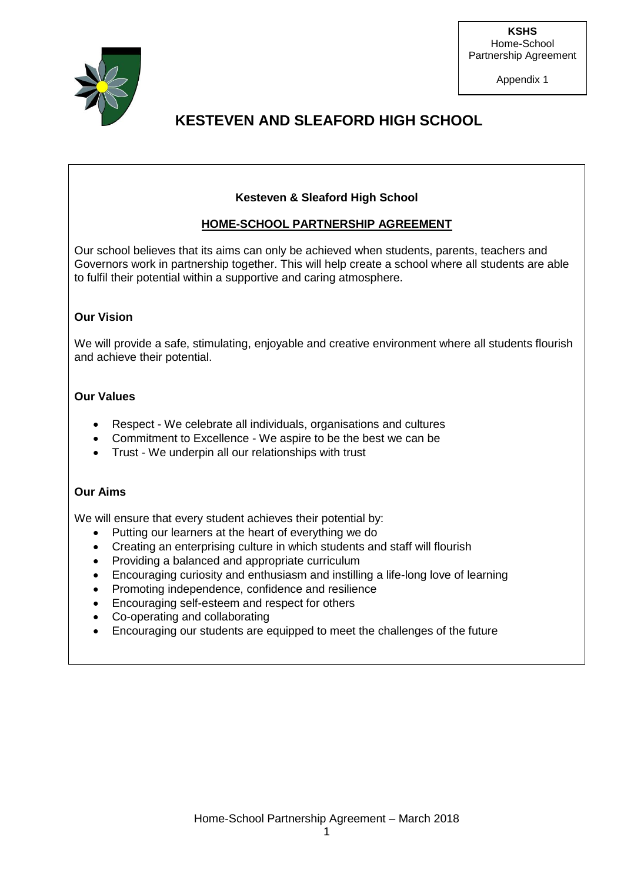**KSHS**
Home-School
Partnership Agreement

Appendix 1

# KESTEVEN AND SLEAFORD HIGH SCHOOL

**Kesteven & Sleaford High School**

## HOME-SCHOOL PARTNERSHIP AGREEMENT

Our school believes that its aims can only be achieved when students, parents, teachers and Governors work in partnership together. This will help create a school where all students are able to fulfil their potential within a supportive and caring atmosphere.

### Our Vision

We will provide a safe, stimulating, enjoyable and creative environment where all students flourish and achieve their potential.

### Our Values

- Respect - We celebrate all individuals, organisations and cultures
- Commitment to Excellence - We aspire to be the best we can be
- Trust - We underpin all our relationships with trust

### Our Aims

We will ensure that every student achieves their potential by:

- Putting our learners at the heart of everything we do
- Creating an enterprising culture in which students and staff will flourish
- Providing a balanced and appropriate curriculum
- Encouraging curiosity and enthusiasm and instilling a life-long love of learning
- Promoting independence, confidence and resilience
- Encouraging self-esteem and respect for others
- Co-operating and collaborating
- Encouraging our students are equipped to meet the challenges of the future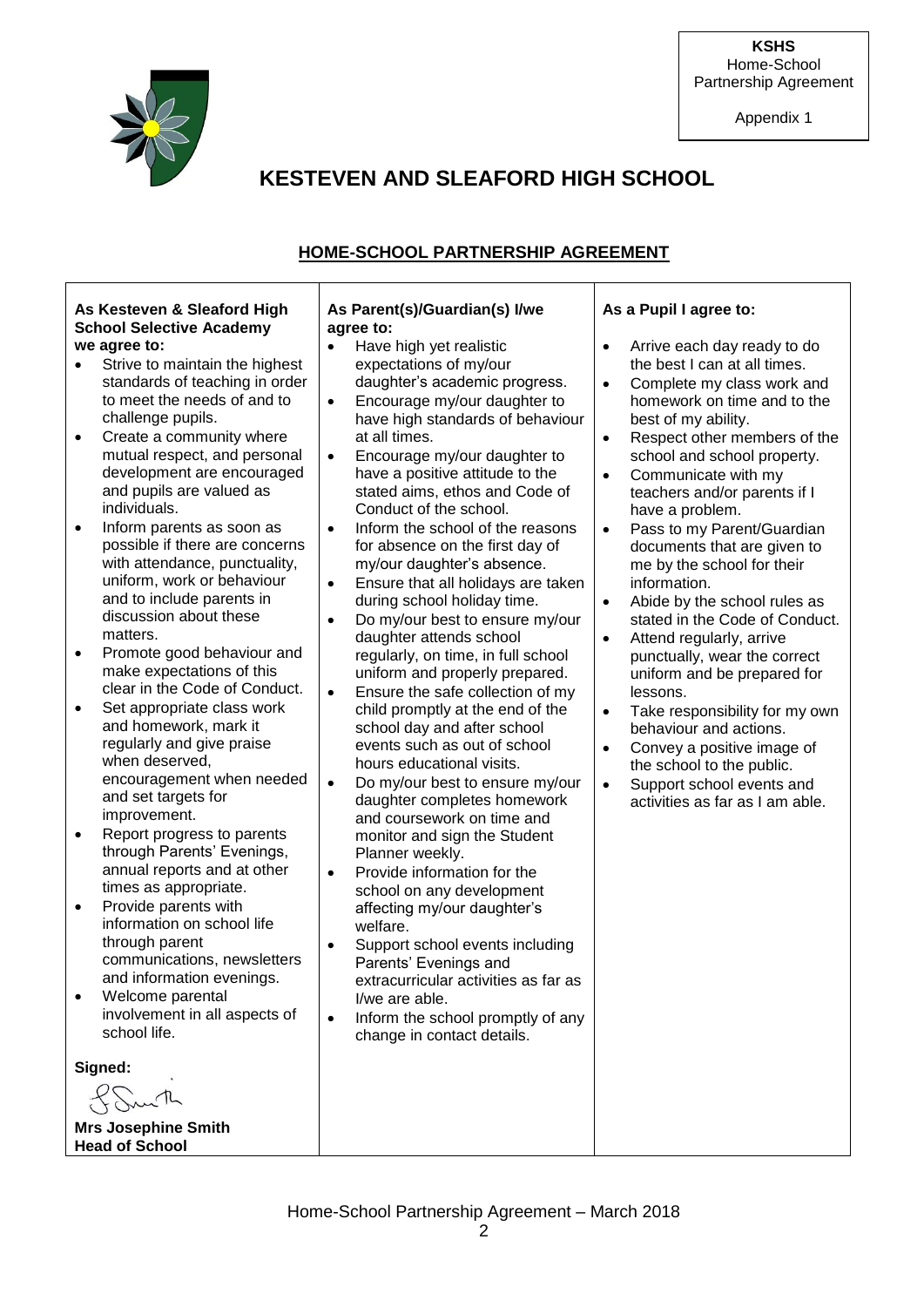KSHS
Home-School
Partnership Agreement

Appendix 1

# KESTEVEN AND SLEAFORD HIGH SCHOOL

## HOME-SCHOOL PARTNERSHIP AGREEMENT

**As Kesteven & Sleaford High School Selective Academy we agree to:**

- Strive to maintain the highest standards of teaching in order to meet the needs of and to challenge pupils.
- Create a community where mutual respect, and personal development are encouraged and pupils are valued as individuals.
- Inform parents as soon as possible if there are concerns with attendance, punctuality, uniform, work or behaviour and to include parents in discussion about these matters.
- Promote good behaviour and make expectations of this clear in the Code of Conduct.
- Set appropriate class work and homework, mark it regularly and give praise when deserved, encouragement when needed and set targets for improvement.
- Report progress to parents through Parents' Evenings, annual reports and at other times as appropriate.
- Provide parents with information on school life through parent communications, newsletters and information evenings.
- Welcome parental involvement in all aspects of school life.

**Signed:**

J Smith

**Mrs Josephine Smith**
**Head of School**

**As Parent(s)/Guardian(s) I/we agree to:**

- Have high yet realistic expectations of my/our daughter's academic progress.
- Encourage my/our daughter to have high standards of behaviour at all times.
- Encourage my/our daughter to have a positive attitude to the stated aims, ethos and Code of Conduct of the school.
- Inform the school of the reasons for absence on the first day of my/our daughter's absence.
- Ensure that all holidays are taken during school holiday time.
- Do my/our best to ensure my/our daughter attends school regularly, on time, in full school uniform and properly prepared.
- Ensure the safe collection of my child promptly at the end of the school day and after school events such as out of school hours educational visits.
- Do my/our best to ensure my/our daughter completes homework and coursework on time and monitor and sign the Student Planner weekly.
- Provide information for the school on any development affecting my/our daughter's welfare.
- Support school events including Parents' Evenings and extracurricular activities as far as I/we are able.
- Inform the school promptly of any change in contact details.

**As a Pupil I agree to:**

- Arrive each day ready to do the best I can at all times.
- Complete my class work and homework on time and to the best of my ability.
- Respect other members of the school and school property.
- Communicate with my teachers and/or parents if I have a problem.
- Pass to my Parent/Guardian documents that are given to me by the school for their information.
- Abide by the school rules as stated in the Code of Conduct.
- Attend regularly, arrive punctually, wear the correct uniform and be prepared for lessons.
- Take responsibility for my own behaviour and actions.
- Convey a positive image of the school to the public.
- Support school events and activities as far as I am able.

Home-School Partnership Agreement – March 2018